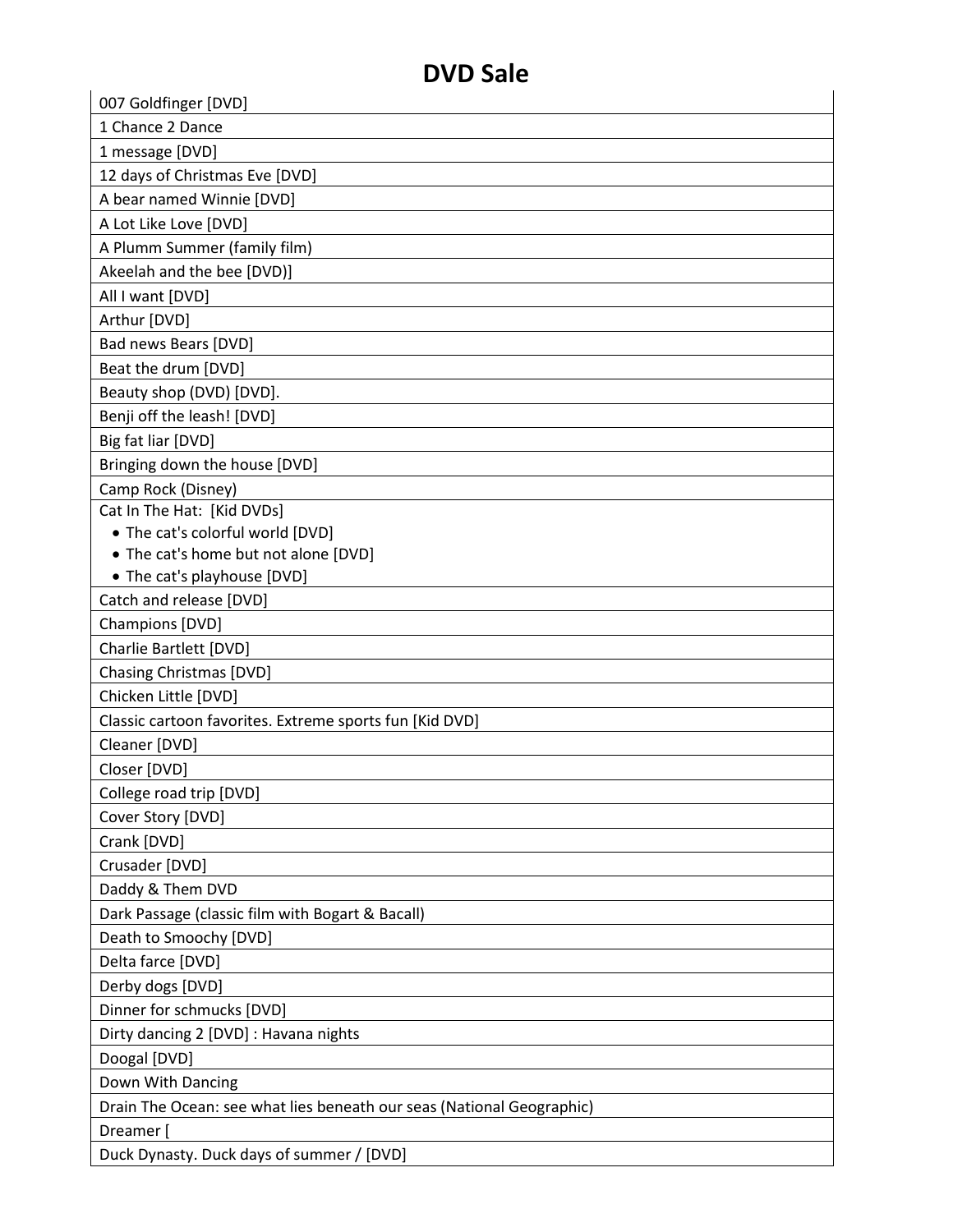# DVD Sale

| 007 Goldfinger [DVD] |
|---|
| 1 Chance 2 Dance |
| 1 message [DVD] |
| 12 days of Christmas Eve [DVD] |
| A bear named Winnie [DVD] |
| A Lot Like Love [DVD] |
| A Plumm Summer (family film) |
| Akeelah and the bee [DVD)] |
| All I want [DVD] |
| Arthur [DVD] |
| Bad news Bears [DVD] |
| Beat the drum [DVD] |
| Beauty shop (DVD) [DVD]. |
| Benji off the leash! [DVD] |
| Big fat liar [DVD] |
| Bringing down the house [DVD] |
| Camp Rock (Disney) |
| Cat In The Hat: [Kid DVDs]<br>• The cat's colorful world [DVD]<br>• The cat's home but not alone [DVD]<br>• The cat's playhouse [DVD] |
| Catch and release [DVD] |
| Champions [DVD] |
| Charlie Bartlett [DVD] |
| Chasing Christmas [DVD] |
| Chicken Little [DVD] |
| Classic cartoon favorites. Extreme sports fun [Kid DVD] |
| Cleaner [DVD] |
| Closer [DVD] |
| College road trip [DVD] |
| Cover Story [DVD] |
| Crank [DVD] |
| Crusader [DVD] |
| Daddy & Them DVD |
| Dark Passage (classic film with Bogart & Bacall) |
| Death to Smoochy [DVD] |
| Delta farce [DVD] |
| Derby dogs [DVD] |
| Dinner for schmucks [DVD] |
| Dirty dancing 2 [DVD] : Havana nights |
| Doogal [DVD] |
| Down With Dancing |
| Drain The Ocean: see what lies beneath our seas (National Geographic) |
| Dreamer [ |
| Duck Dynasty. Duck days of summer / [DVD] |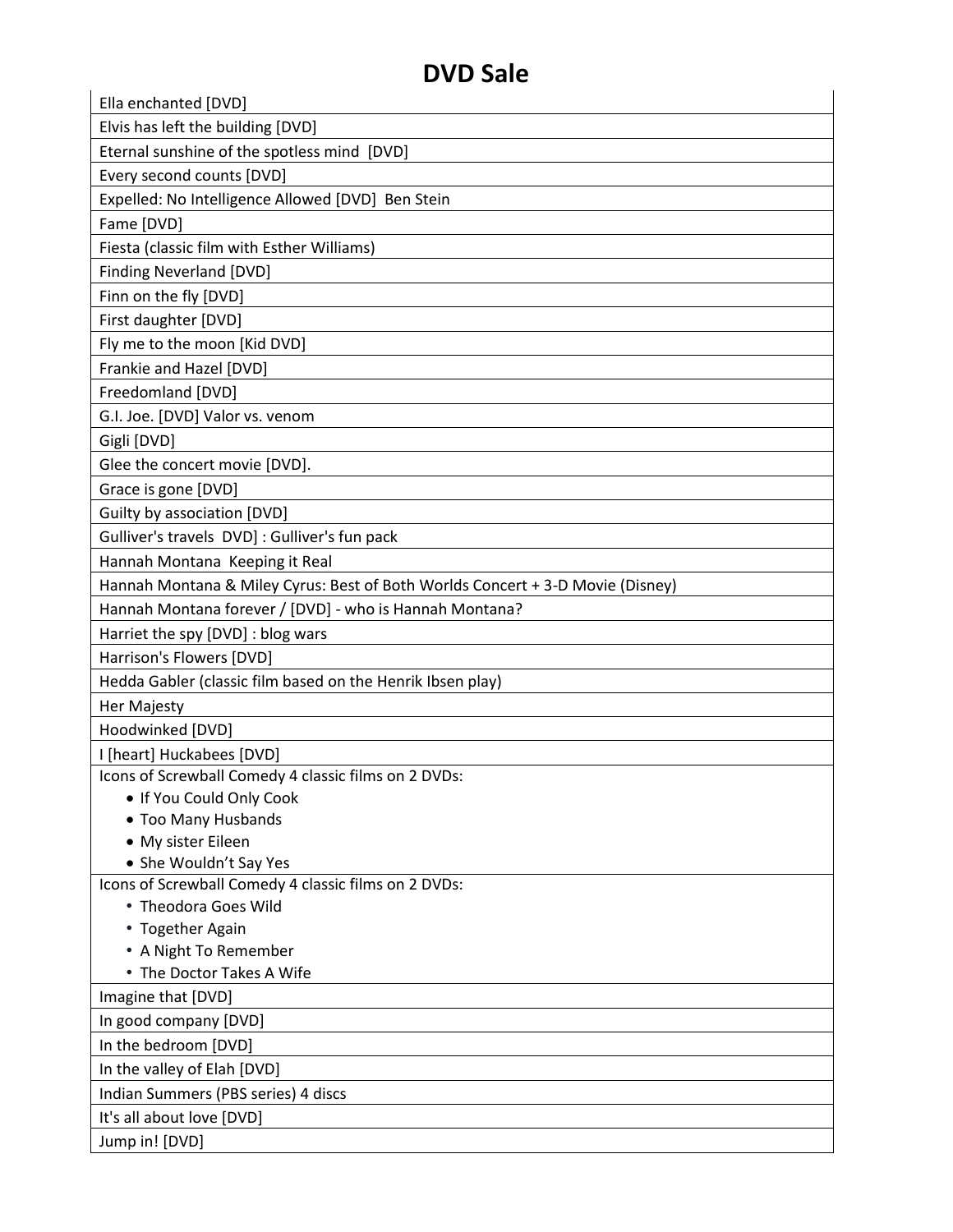# DVD Sale

| |
|---|
| Ella enchanted [DVD] |
| Elvis has left the building [DVD] |
| Eternal sunshine of the spotless mind [DVD] |
| Every second counts [DVD] |
| Expelled: No Intelligence Allowed [DVD] Ben Stein |
| Fame [DVD] |
| Fiesta (classic film with Esther Williams) |
| Finding Neverland [DVD] |
| Finn on the fly [DVD] |
| First daughter [DVD] |
| Fly me to the moon [Kid DVD] |
| Frankie and Hazel [DVD] |
| Freedomland [DVD] |
| G.I. Joe. [DVD] Valor vs. venom |
| Gigli [DVD] |
| Glee the concert movie [DVD]. |
| Grace is gone [DVD] |
| Guilty by association [DVD] |
| Gulliver's travels DVD] : Gulliver's fun pack |
| Hannah Montana Keeping it Real |
| Hannah Montana & Miley Cyrus: Best of Both Worlds Concert + 3-D Movie (Disney) |
| Hannah Montana forever / [DVD] - who is Hannah Montana? |
| Harriet the spy [DVD] : blog wars |
| Harrison's Flowers [DVD] |
| Hedda Gabler (classic film based on the Henrik Ibsen play) |
| Her Majesty |
| Hoodwinked [DVD] |
| I [heart] Huckabees [DVD] |
| Icons of Screwball Comedy 4 classic films on 2 DVDs: <br>• If You Could Only Cook <br>• Too Many Husbands <br>• My sister Eileen <br>• She Wouldn't Say Yes |
| Icons of Screwball Comedy 4 classic films on 2 DVDs: <br>• Theodora Goes Wild <br>• Together Again <br>• A Night To Remember <br>• The Doctor Takes A Wife |
| Imagine that [DVD] |
| In good company [DVD] |
| In the bedroom [DVD] |
| In the valley of Elah [DVD] |
| Indian Summers (PBS series) 4 discs |
| It's all about love [DVD] |
| Jump in! [DVD] |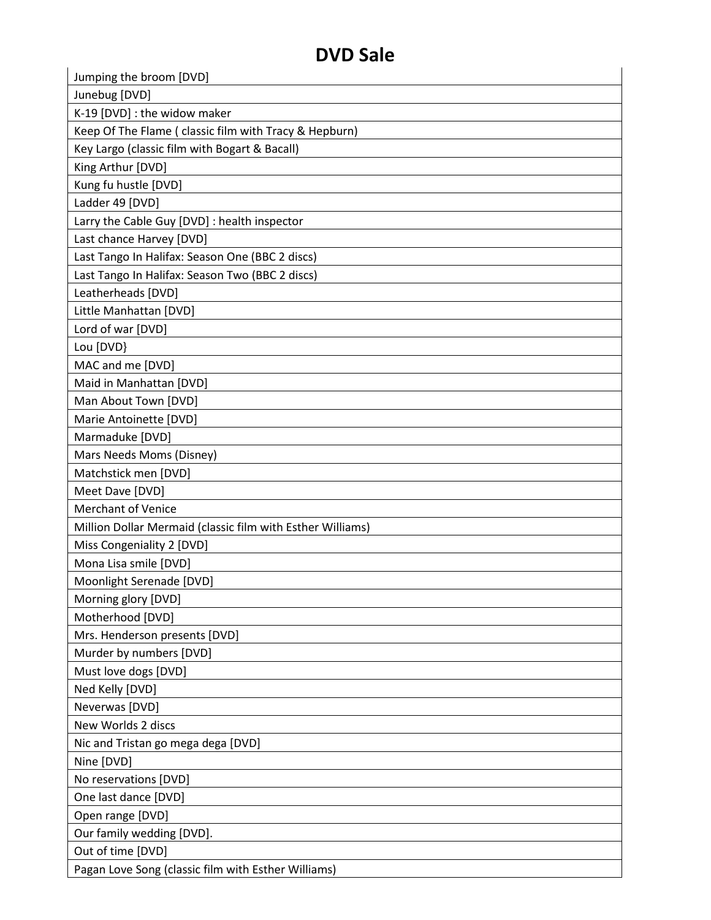# DVD Sale

| Jumping the broom [DVD] |
|---|
| Junebug [DVD] |
| K-19 [DVD] : the widow maker |
| Keep Of The Flame ( classic film with Tracy & Hepburn) |
| Key Largo (classic film with Bogart & Bacall) |
| King Arthur [DVD] |
| Kung fu hustle [DVD] |
| Ladder 49 [DVD] |
| Larry the Cable Guy [DVD] : health inspector |
| Last chance Harvey [DVD] |
| Last Tango In Halifax: Season One (BBC 2 discs) |
| Last Tango In Halifax: Season Two (BBC 2 discs) |
| Leatherheads [DVD] |
| Little Manhattan [DVD] |
| Lord of war [DVD] |
| Lou [DVD} |
| MAC and me [DVD] |
| Maid in Manhattan [DVD] |
| Man About Town [DVD] |
| Marie Antoinette [DVD] |
| Marmaduke [DVD] |
| Mars Needs Moms (Disney) |
| Matchstick men [DVD] |
| Meet Dave [DVD] |
| Merchant of Venice |
| Million Dollar Mermaid (classic film with Esther Williams) |
| Miss Congeniality 2 [DVD] |
| Mona Lisa smile [DVD] |
| Moonlight Serenade [DVD] |
| Morning glory [DVD] |
| Motherhood [DVD] |
| Mrs. Henderson presents [DVD] |
| Murder by numbers [DVD] |
| Must love dogs [DVD] |
| Ned Kelly [DVD] |
| Neverwas [DVD] |
| New Worlds 2 discs |
| Nic and Tristan go mega dega [DVD] |
| Nine [DVD] |
| No reservations [DVD] |
| One last dance [DVD] |
| Open range [DVD] |
| Our family wedding [DVD]. |
| Out of time [DVD] |
| Pagan Love Song (classic film with Esther Williams) |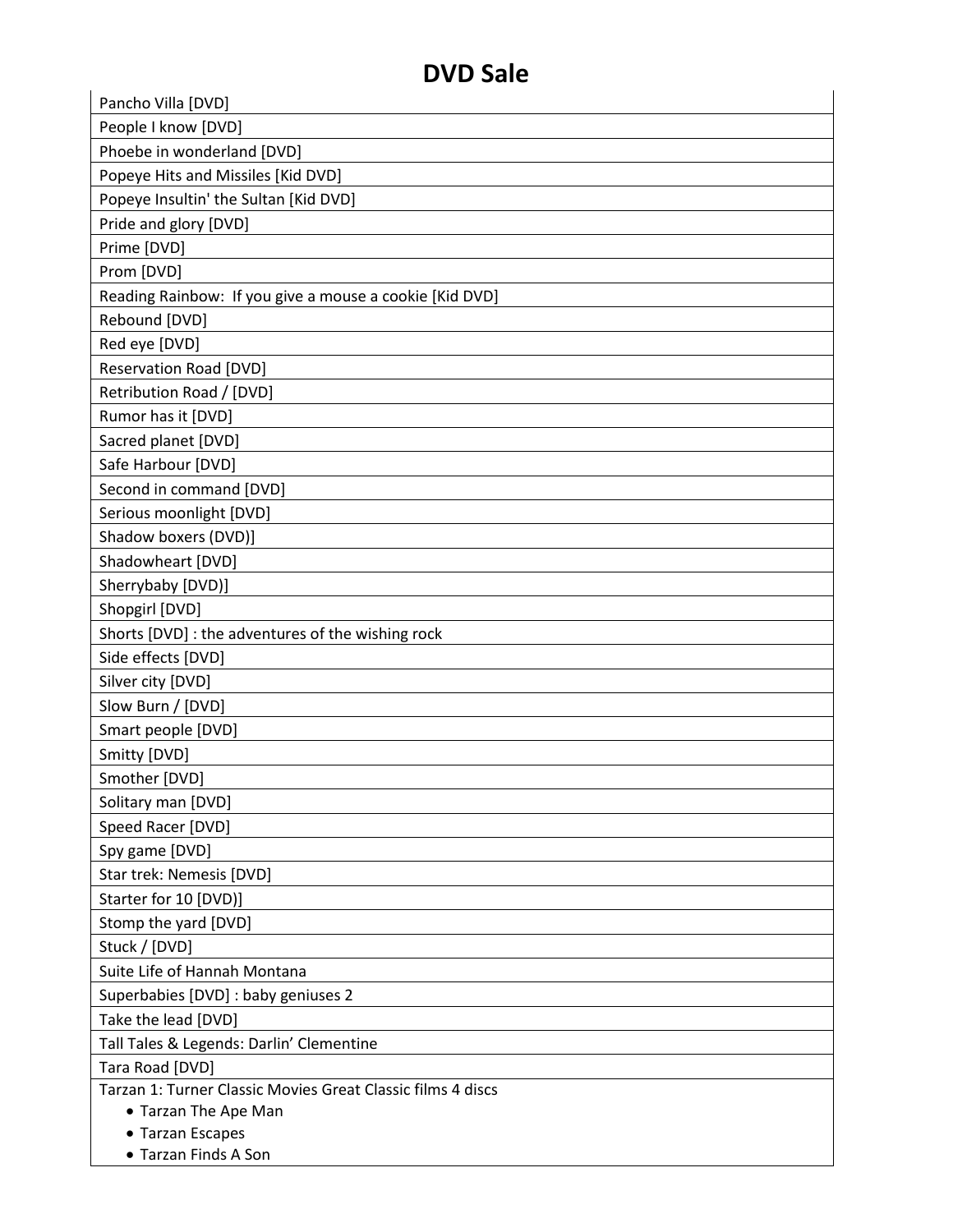# DVD Sale

| |
|---|
| Pancho Villa [DVD] |
| People I know [DVD] |
| Phoebe in wonderland [DVD] |
| Popeye Hits and Missiles [Kid DVD] |
| Popeye Insultin' the Sultan [Kid DVD] |
| Pride and glory [DVD] |
| Prime [DVD] |
| Prom [DVD] |
| Reading Rainbow: If you give a mouse a cookie [Kid DVD] |
| Rebound [DVD] |
| Red eye [DVD] |
| Reservation Road [DVD] |
| Retribution Road / [DVD] |
| Rumor has it [DVD] |
| Sacred planet [DVD] |
| Safe Harbour [DVD] |
| Second in command [DVD] |
| Serious moonlight [DVD] |
| Shadow boxers (DVD)] |
| Shadowheart [DVD] |
| Sherrybaby [DVD)] |
| Shopgirl [DVD] |
| Shorts [DVD] : the adventures of the wishing rock |
| Side effects [DVD] |
| Silver city [DVD] |
| Slow Burn / [DVD] |
| Smart people [DVD] |
| Smitty [DVD] |
| Smother [DVD] |
| Solitary man [DVD] |
| Speed Racer [DVD] |
| Spy game [DVD] |
| Star trek: Nemesis [DVD] |
| Starter for 10 [DVD)] |
| Stomp the yard [DVD] |
| Stuck / [DVD] |
| Suite Life of Hannah Montana |
| Superbabies [DVD] : baby geniuses 2 |
| Take the lead [DVD] |
| Tall Tales & Legends: Darlin' Clementine |
| Tara Road [DVD] |
| Tarzan 1: Turner Classic Movies Great Classic films 4 discs<br>• Tarzan The Ape Man<br>• Tarzan Escapes<br>• Tarzan Finds A Son |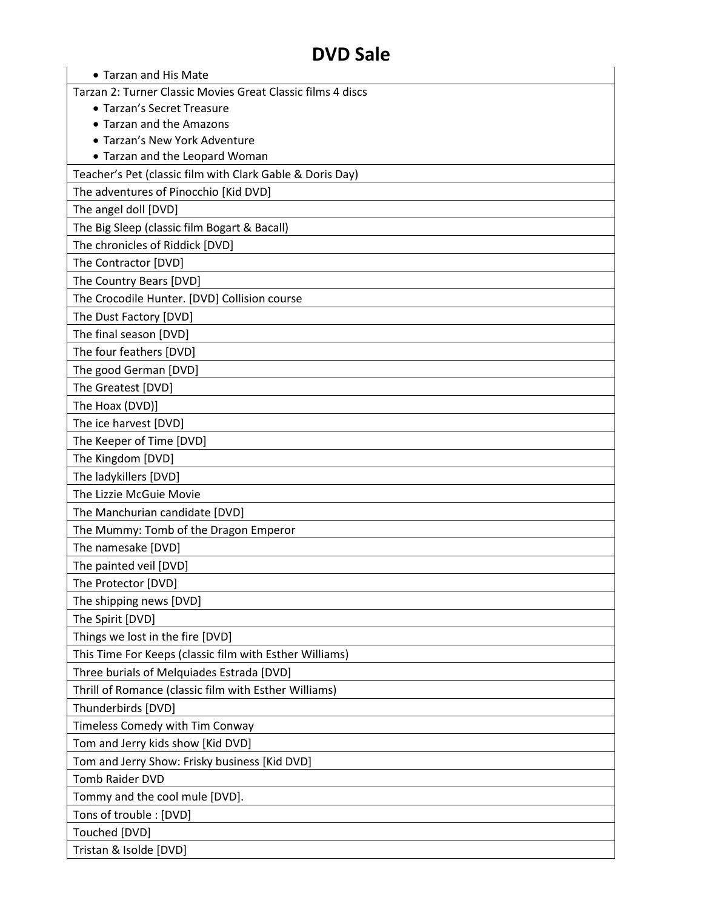# DVD Sale

| |
|---|
| • Tarzan and His Mate |
| Tarzan 2: Turner Classic Movies Great Classic films 4 discs<br>• Tarzan's Secret Treasure<br>• Tarzan and the Amazons<br>• Tarzan's New York Adventure<br>• Tarzan and the Leopard Woman |
| Teacher's Pet (classic film with Clark Gable & Doris Day) |
| The adventures of Pinocchio [Kid DVD] |
| The angel doll [DVD] |
| The Big Sleep (classic film Bogart & Bacall) |
| The chronicles of Riddick [DVD] |
| The Contractor [DVD] |
| The Country Bears [DVD] |
| The Crocodile Hunter. [DVD] Collision course |
| The Dust Factory [DVD] |
| The final season [DVD] |
| The four feathers [DVD] |
| The good German [DVD] |
| The Greatest [DVD] |
| The Hoax (DVD)] |
| The ice harvest [DVD] |
| The Keeper of Time [DVD] |
| The Kingdom [DVD] |
| The ladykillers [DVD] |
| The Lizzie McGuie Movie |
| The Manchurian candidate [DVD] |
| The Mummy: Tomb of the Dragon Emperor |
| The namesake [DVD] |
| The painted veil [DVD] |
| The Protector [DVD] |
| The shipping news [DVD] |
| The Spirit [DVD] |
| Things we lost in the fire [DVD] |
| This Time For Keeps (classic film with Esther Williams) |
| Three burials of Melquiades Estrada [DVD] |
| Thrill of Romance (classic film with Esther Williams) |
| Thunderbirds [DVD] |
| Timeless Comedy with Tim Conway |
| Tom and Jerry kids show [Kid DVD] |
| Tom and Jerry Show: Frisky business [Kid DVD] |
| Tomb Raider DVD |
| Tommy and the cool mule [DVD]. |
| Tons of trouble : [DVD] |
| Touched [DVD] |
| Tristan & Isolde [DVD] |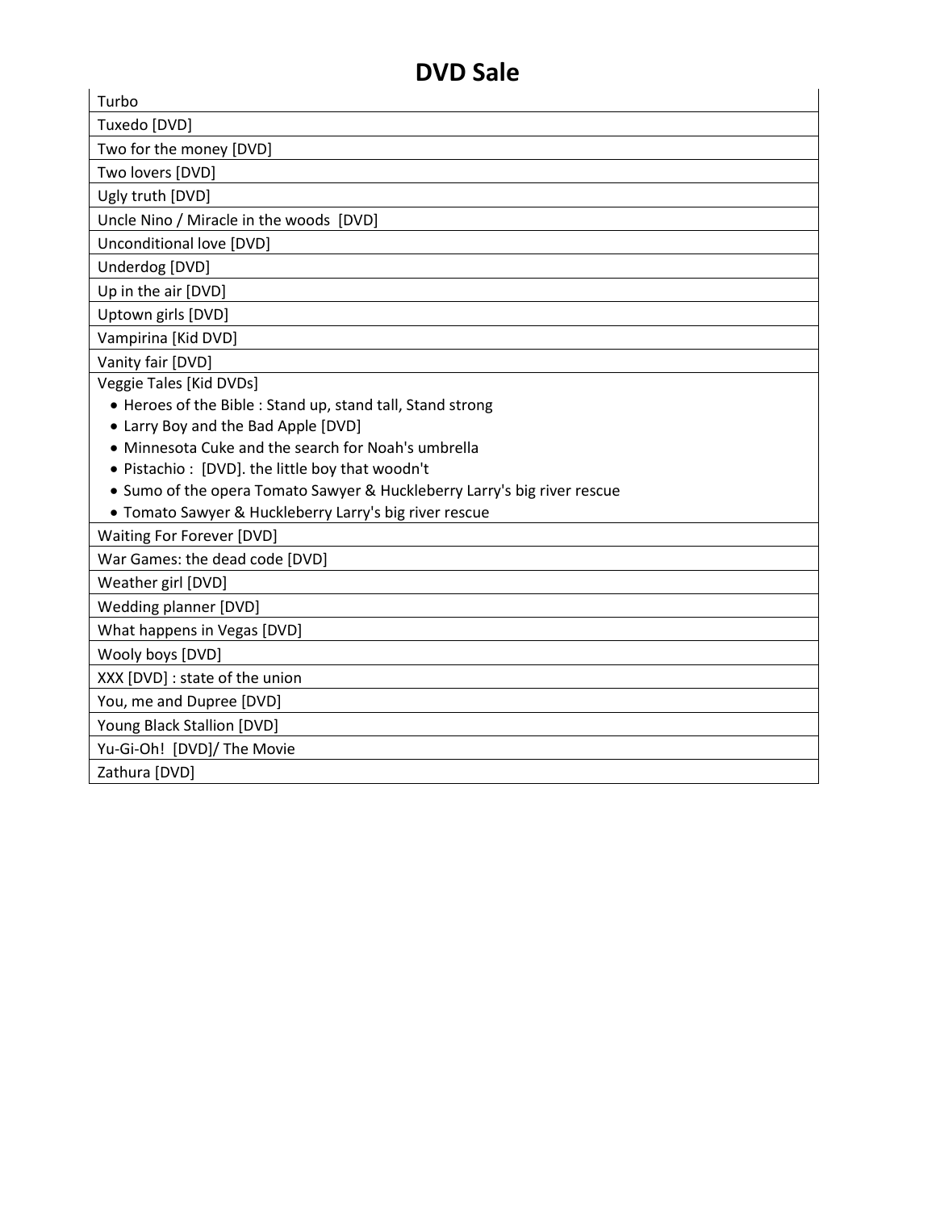# DVD Sale

| |
|---|
| Turbo |
| Tuxedo [DVD] |
| Two for the money [DVD] |
| Two lovers [DVD] |
| Ugly truth [DVD] |
| Uncle Nino / Miracle in the woods  [DVD] |
| Unconditional love [DVD] |
| Underdog [DVD] |
| Up in the air [DVD] |
| Uptown girls [DVD] |
| Vampirina [Kid DVD] |
| Vanity fair [DVD] |
| Veggie Tales [Kid DVDs]<br>• Heroes of the Bible : Stand up, stand tall, Stand strong<br>• Larry Boy and the Bad Apple [DVD]<br>• Minnesota Cuke and the search for Noah's umbrella<br>• Pistachio :  [DVD]. the little boy that woodn't<br>• Sumo of the opera Tomato Sawyer & Huckleberry Larry's big river rescue<br>• Tomato Sawyer & Huckleberry Larry's big river rescue |
| Waiting For Forever [DVD] |
| War Games: the dead code [DVD] |
| Weather girl [DVD] |
| Wedding planner [DVD] |
| What happens in Vegas [DVD] |
| Wooly boys [DVD] |
| XXX [DVD] : state of the union |
| You, me and Dupree [DVD] |
| Young Black Stallion [DVD] |
| Yu-Gi-Oh!  [DVD]/ The Movie |
| Zathura [DVD] |